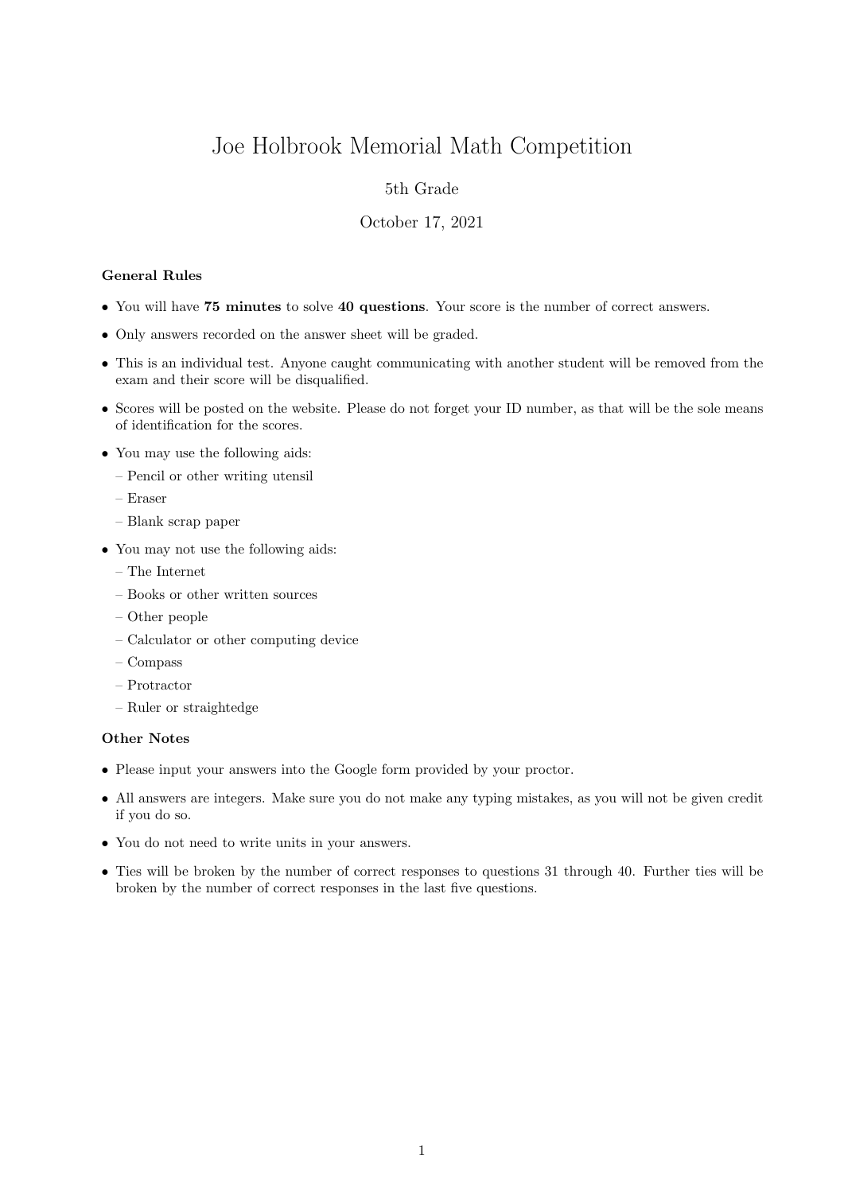# Joe Holbrook Memorial Math Competition

5th Grade

October 17, 2021

### General Rules

- You will have **75 minutes** to solve **40 questions**. Your score is the number of correct answers.
- Only answers recorded on the answer sheet will be graded.
- This is an individual test. Anyone caught communicating with another student will be removed from the exam and their score will be disqualified.
- Scores will be posted on the website. Please do not forget your ID number, as that will be the sole means of identification for the scores.
- You may use the following aids:
  - Pencil or other writing utensil
  - Eraser
  - Blank scrap paper
- You may not use the following aids:
  - The Internet
  - Books or other written sources
  - Other people
  - Calculator or other computing device
  - Compass
  - Protractor
  - Ruler or straightedge

### Other Notes

- Please input your answers into the Google form provided by your proctor.
- All answers are integers. Make sure you do not make any typing mistakes, as you will not be given credit if you do so.
- You do not need to write units in your answers.
- Ties will be broken by the number of correct responses to questions 31 through 40. Further ties will be broken by the number of correct responses in the last five questions.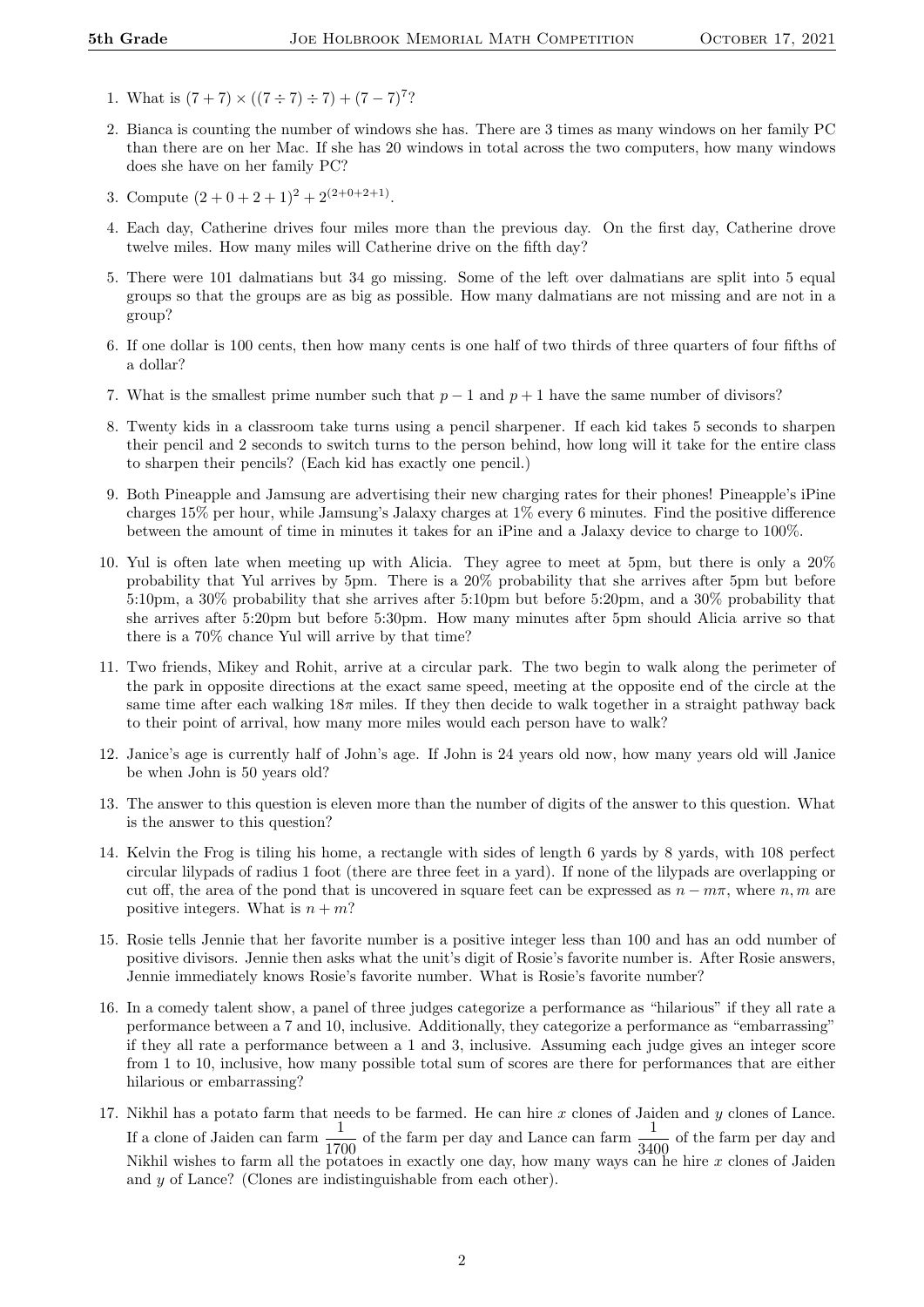1. What is $(7+7) \times ((7 \div 7) \div 7) + (7-7)^7$?

2. Bianca is counting the number of windows she has. There are 3 times as many windows on her family PC than there are on her Mac. If she has 20 windows in total across the two computers, how many windows does she have on her family PC?

3. Compute $(2+0+2+1)^2 + 2^{(2+0+2+1)}$.

4. Each day, Catherine drives four miles more than the previous day. On the first day, Catherine drove twelve miles. How many miles will Catherine drive on the fifth day?

5. There were 101 dalmatians but 34 go missing. Some of the left over dalmatians are split into 5 equal groups so that the groups are as big as possible. How many dalmatians are not missing and are not in a group?

6. If one dollar is 100 cents, then how many cents is one half of two thirds of three quarters of four fifths of a dollar?

7. What is the smallest prime number such that $p-1$ and $p+1$ have the same number of divisors?

8. Twenty kids in a classroom take turns using a pencil sharpener. If each kid takes 5 seconds to sharpen their pencil and 2 seconds to switch turns to the person behind, how long will it take for the entire class to sharpen their pencils? (Each kid has exactly one pencil.)

9. Both Pineapple and Jamsung are advertising their new charging rates for their phones! Pineapple's iPine charges 15% per hour, while Jamsung's Jalaxy charges at 1% every 6 minutes. Find the positive difference between the amount of time in minutes it takes for an iPine and a Jalaxy device to charge to 100%.

10. Yul is often late when meeting up with Alicia. They agree to meet at 5pm, but there is only a 20% probability that Yul arrives by 5pm. There is a 20% probability that she arrives after 5pm but before 5:10pm, a 30% probability that she arrives after 5:10pm but before 5:20pm, and a 30% probability that she arrives after 5:20pm but before 5:30pm. How many minutes after 5pm should Alicia arrive so that there is a 70% chance Yul will arrive by that time?

11. Two friends, Mikey and Rohit, arrive at a circular park. The two begin to walk along the perimeter of the park in opposite directions at the exact same speed, meeting at the opposite end of the circle at the same time after each walking $18\pi$ miles. If they then decide to walk together in a straight pathway back to their point of arrival, how many more miles would each person have to walk?

12. Janice's age is currently half of John's age. If John is 24 years old now, how many years old will Janice be when John is 50 years old?

13. The answer to this question is eleven more than the number of digits of the answer to this question. What is the answer to this question?

14. Kelvin the Frog is tiling his home, a rectangle with sides of length 6 yards by 8 yards, with 108 perfect circular lilypads of radius 1 foot (there are three feet in a yard). If none of the lilypads are overlapping or cut off, the area of the pond that is uncovered in square feet can be expressed as $n - m\pi$, where $n, m$ are positive integers. What is $n + m$?

15. Rosie tells Jennie that her favorite number is a positive integer less than 100 and has an odd number of positive divisors. Jennie then asks what the unit's digit of Rosie's favorite number is. After Rosie answers, Jennie immediately knows Rosie's favorite number. What is Rosie's favorite number?

16. In a comedy talent show, a panel of three judges categorize a performance as "hilarious" if they all rate a performance between a 7 and 10, inclusive. Additionally, they categorize a performance as "embarrassing" if they all rate a performance between a 1 and 3, inclusive. Assuming each judge gives an integer score from 1 to 10, inclusive, how many possible total sum of scores are there for performances that are either hilarious or embarrassing?

17. Nikhil has a potato farm that needs to be farmed. He can hire $x$ clones of Jaiden and $y$ clones of Lance. If a clone of Jaiden can farm $\frac{1}{1700}$ of the farm per day and Lance can farm $\frac{1}{3400}$ of the farm per day and Nikhil wishes to farm all the potatoes in exactly one day, how many ways can he hire $x$ clones of Jaiden and $y$ of Lance? (Clones are indistinguishable from each other).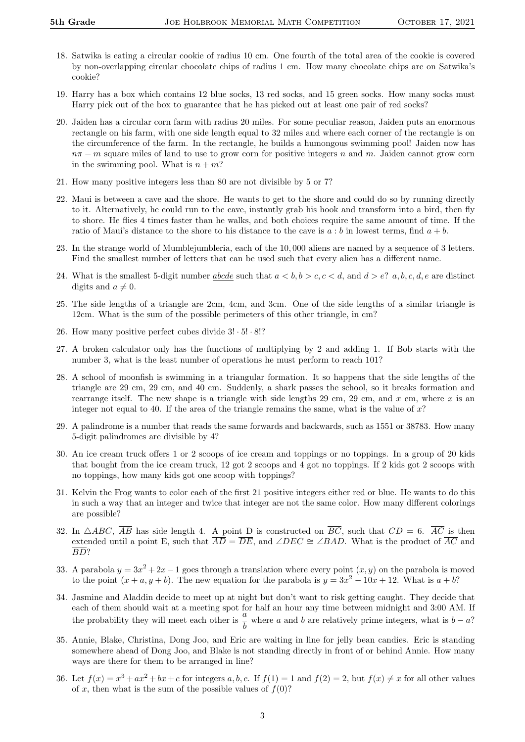18. Satwika is eating a circular cookie of radius 10 cm. One fourth of the total area of the cookie is covered by non-overlapping circular chocolate chips of radius 1 cm. How many chocolate chips are on Satwika's cookie?

19. Harry has a box which contains 12 blue socks, 13 red socks, and 15 green socks. How many socks must Harry pick out of the box to guarantee that he has picked out at least one pair of red socks?

20. Jaiden has a circular corn farm with radius 20 miles. For some peculiar reason, Jaiden puts an enormous rectangle on his farm, with one side length equal to 32 miles and where each corner of the rectangle is on the circumference of the farm. In the rectangle, he builds a humongous swimming pool! Jaiden now has $n\pi - m$ square miles of land to use to grow corn for positive integers $n$ and $m$. Jaiden cannot grow corn in the swimming pool. What is $n + m$?

21. How many positive integers less than 80 are not divisible by 5 or 7?

22. Maui is between a cave and the shore. He wants to get to the shore and could do so by running directly to it. Alternatively, he could run to the cave, instantly grab his hook and transform into a bird, then fly to shore. He flies 4 times faster than he walks, and both choices require the same amount of time. If the ratio of Maui's distance to the shore to his distance to the cave is $a : b$ in lowest terms, find $a + b$.

23. In the strange world of Mumblejumbleria, each of the 10,000 aliens are named by a sequence of 3 letters. Find the smallest number of letters that can be used such that every alien has a different name.

24. What is the smallest 5-digit number $\underline{abcde}$ such that $a < b, b > c, c < d$, and $d > e$? $a, b, c, d, e$ are distinct digits and $a \neq 0$.

25. The side lengths of a triangle are 2cm, 4cm, and 3cm. One of the side lengths of a similar triangle is 12cm. What is the sum of the possible perimeters of this other triangle, in cm?

26. How many positive perfect cubes divide $3! \cdot 5! \cdot 8!$?

27. A broken calculator only has the functions of multiplying by 2 and adding 1. If Bob starts with the number 3, what is the least number of operations he must perform to reach 101?

28. A school of moonfish is swimming in a triangular formation. It so happens that the side lengths of the triangle are 29 cm, 29 cm, and 40 cm. Suddenly, a shark passes the school, so it breaks formation and rearrange itself. The new shape is a triangle with side lengths 29 cm, 29 cm, and $x$ cm, where $x$ is an integer not equal to 40. If the area of the triangle remains the same, what is the value of $x$?

29. A palindrome is a number that reads the same forwards and backwards, such as 1551 or 38783. How many 5-digit palindromes are divisible by 4?

30. An ice cream truck offers 1 or 2 scoops of ice cream and toppings or no toppings. In a group of 20 kids that bought from the ice cream truck, 12 got 2 scoops and 4 got no toppings. If 2 kids got 2 scoops with no toppings, how many kids got one scoop with toppings?

31. Kelvin the Frog wants to color each of the first 21 positive integers either red or blue. He wants to do this in such a way that an integer and twice that integer are not the same color. How many different colorings are possible?

32. In $\triangle ABC$, $\overline{AB}$ has side length 4. A point D is constructed on $\overline{BC}$, such that $CD = 6$. $\overline{AC}$ is then extended until a point E, such that $\overline{AD} = \overline{DE}$, and $\angle DEC \cong \angle BAD$. What is the product of $\overline{AC}$ and $\overline{BD}$?

33. A parabola $y = 3x^2 + 2x - 1$ goes through a translation where every point $(x, y)$ on the parabola is moved to the point $(x + a, y + b)$. The new equation for the parabola is $y = 3x^2 - 10x + 12$. What is $a + b$?

34. Jasmine and Aladdin decide to meet up at night but don't want to risk getting caught. They decide that each of them should wait at a meeting spot for half an hour any time between midnight and 3:00 AM. If the probability they will meet each other is $\frac{a}{b}$ where $a$ and $b$ are relatively prime integers, what is $b - a$?

35. Annie, Blake, Christina, Dong Joo, and Eric are waiting in line for jelly bean candies. Eric is standing somewhere ahead of Dong Joo, and Blake is not standing directly in front of or behind Annie. How many ways are there for them to be arranged in line?

36. Let $f(x) = x^3 + ax^2 + bx + c$ for integers $a, b, c$. If $f(1) = 1$ and $f(2) = 2$, but $f(x) \neq x$ for all other values of $x$, then what is the sum of the possible values of $f(0)$?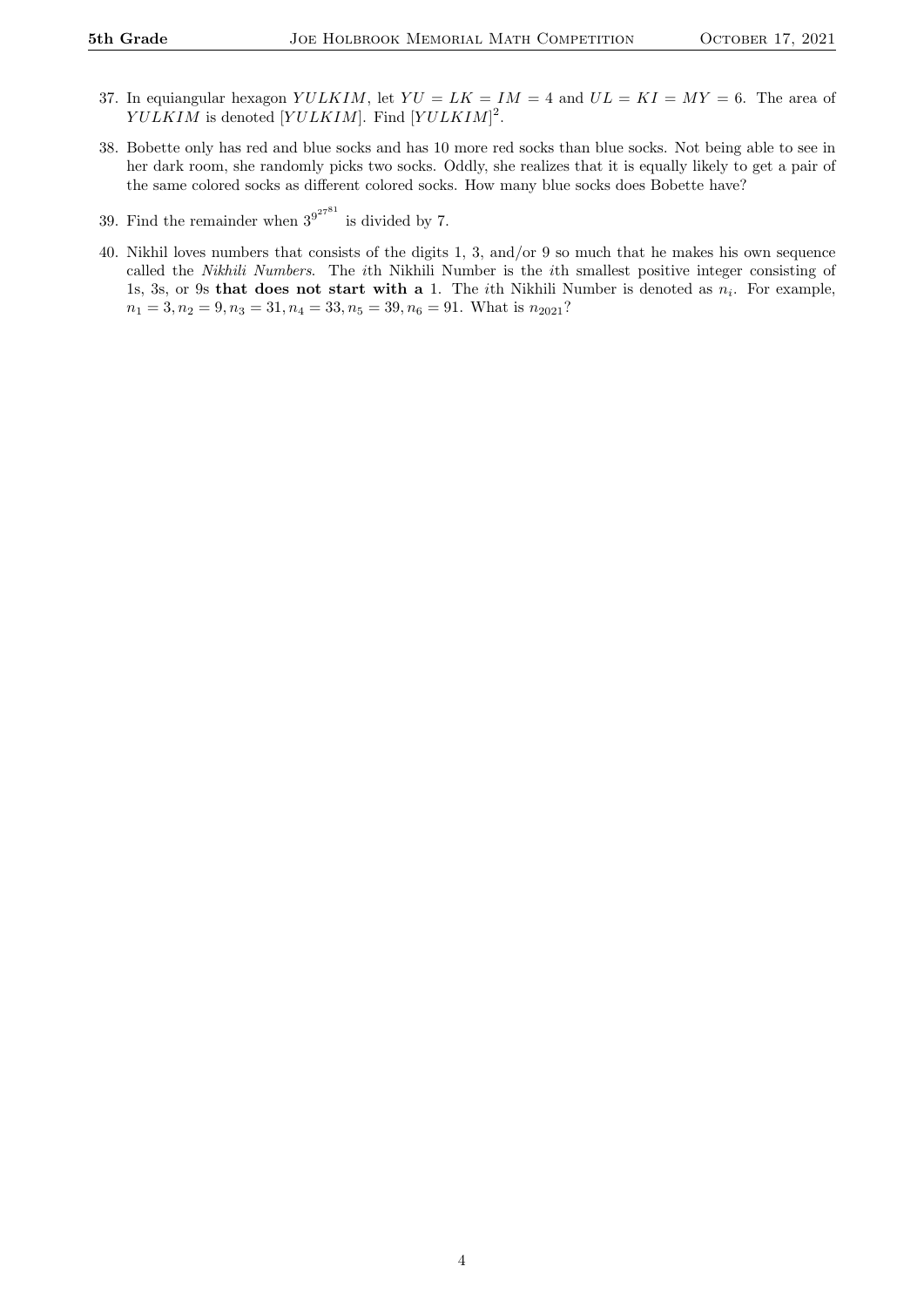37. In equiangular hexagon $YULKIM$, let $YU = LK = IM = 4$ and $UL = KI = MY = 6$. The area of $YULKIM$ is denoted $[YULKIM]$. Find $[YULKIM]^2$.

38. Bobette only has red and blue socks and has 10 more red socks than blue socks. Not being able to see in her dark room, she randomly picks two socks. Oddly, she realizes that it is equally likely to get a pair of the same colored socks as different colored socks. How many blue socks does Bobette have?

39. Find the remainder when $3^{9^{27^{81}}}$ is divided by 7.

40. Nikhil loves numbers that consists of the digits 1, 3, and/or 9 so much that he makes his own sequence called the *Nikhili Numbers*. The $i$th Nikhili Number is the $i$th smallest positive integer consisting of 1s, 3s, or 9s **that does not start with a** 1. The $i$th Nikhili Number is denoted as $n_i$. For example, $n_1 = 3, n_2 = 9, n_3 = 31, n_4 = 33, n_5 = 39, n_6 = 91$. What is $n_{2021}$?